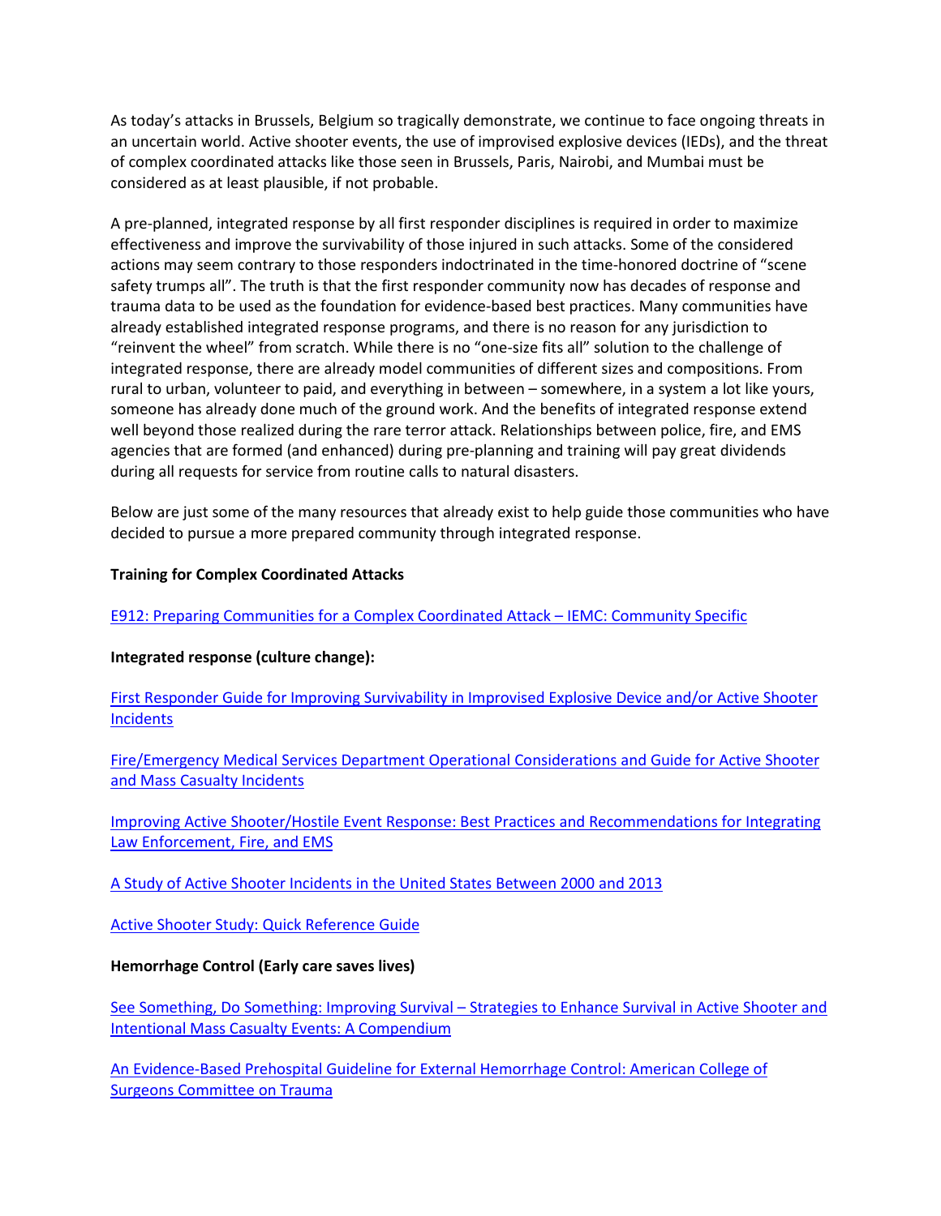As today's attacks in Brussels, Belgium so tragically demonstrate, we continue to face ongoing threats in an uncertain world. Active shooter events, the use of improvised explosive devices (IEDs), and the threat of complex coordinated attacks like those seen in Brussels, Paris, Nairobi, and Mumbai must be considered as at least plausible, if not probable.

A pre-planned, integrated response by all first responder disciplines is required in order to maximize effectiveness and improve the survivability of those injured in such attacks. Some of the considered actions may seem contrary to those responders indoctrinated in the time-honored doctrine of "scene safety trumps all". The truth is that the first responder community now has decades of response and trauma data to be used as the foundation for evidence-based best practices. Many communities have already established integrated response programs, and there is no reason for any jurisdiction to "reinvent the wheel" from scratch. While there is no "one-size fits all" solution to the challenge of integrated response, there are already model communities of different sizes and compositions. From rural to urban, volunteer to paid, and everything in between – somewhere, in a system a lot like yours, someone has already done much of the ground work. And the benefits of integrated response extend well beyond those realized during the rare terror attack. Relationships between police, fire, and EMS agencies that are formed (and enhanced) during pre-planning and training will pay great dividends during all requests for service from routine calls to natural disasters.

Below are just some of the many resources that already exist to help guide those communities who have decided to pursue a more prepared community through integrated response.

**Training for Complex Coordinated Attacks**

E912: Preparing Communities for a Complex Coordinated Attack – IEMC: Community Specific

**Integrated response (culture change):**

First Responder Guide for Improving Survivability in Improvised Explosive Device and/or Active Shooter Incidents

Fire/Emergency Medical Services Department Operational Considerations and Guide for Active Shooter and Mass Casualty Incidents

Improving Active Shooter/Hostile Event Response: Best Practices and Recommendations for Integrating Law Enforcement, Fire, and EMS

A Study of Active Shooter Incidents in the United States Between 2000 and 2013

Active Shooter Study: Quick Reference Guide

**Hemorrhage Control (Early care saves lives)**

See Something, Do Something: Improving Survival – Strategies to Enhance Survival in Active Shooter and Intentional Mass Casualty Events: A Compendium

An Evidence-Based Prehospital Guideline for External Hemorrhage Control: American College of Surgeons Committee on Trauma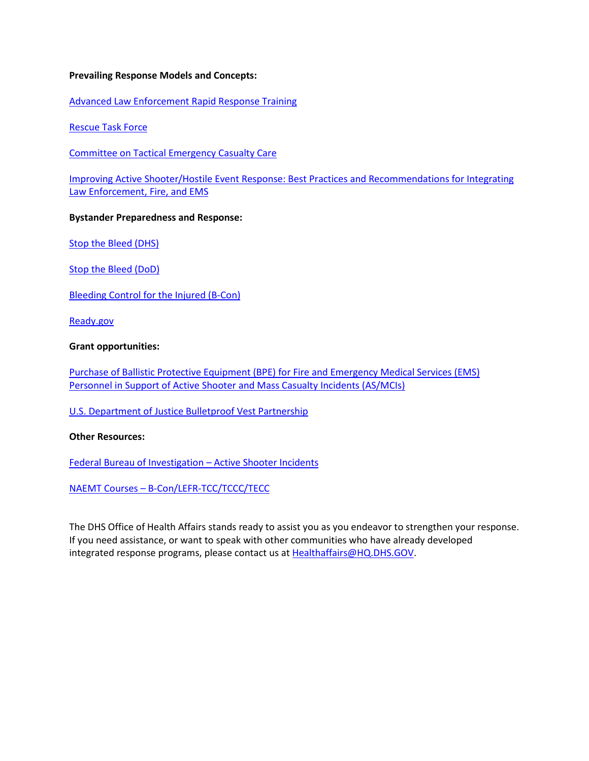**Prevailing Response Models and Concepts:**

Advanced Law Enforcement Rapid Response Training

Rescue Task Force

Committee on Tactical Emergency Casualty Care

Improving Active Shooter/Hostile Event Response: Best Practices and Recommendations for Integrating Law Enforcement, Fire, and EMS

**Bystander Preparedness and Response:**

Stop the Bleed (DHS)

Stop the Bleed (DoD)

Bleeding Control for the Injured (B-Con)

Ready.gov

**Grant opportunities:**

Purchase of Ballistic Protective Equipment (BPE) for Fire and Emergency Medical Services (EMS) Personnel in Support of Active Shooter and Mass Casualty Incidents (AS/MCIs)

U.S. Department of Justice Bulletproof Vest Partnership

**Other Resources:**

Federal Bureau of Investigation – Active Shooter Incidents

NAEMT Courses – B-Con/LEFR-TCC/TCCC/TECC

The DHS Office of Health Affairs stands ready to assist you as you endeavor to strengthen your response. If you need assistance, or want to speak with other communities who have already developed integrated response programs, please contact us at Healthaffairs@HQ.DHS.GOV.